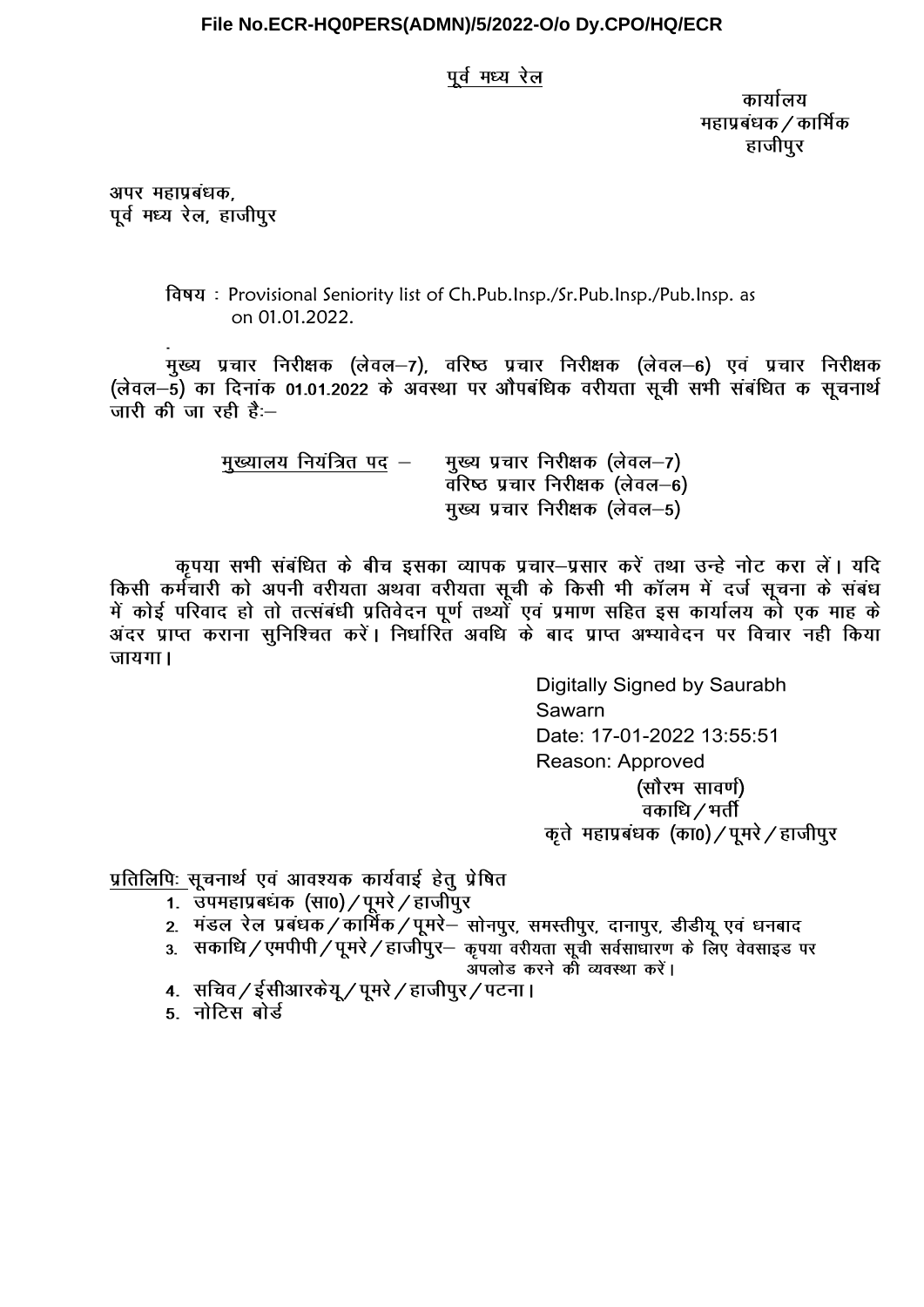**File No.ECR-HQ0PERS(ADMN)/5/2022-O/o Dy.CPO/HQ/ECR**

<u>पूर्व मध्य रेल</u>

कार्यालय
महाप्रबंधक / कार्मिक
हाजीपुर

अपर महाप्रबंधक,
पूर्व मध्य रेल, हाजीपुर

विषय : Provisional Seniority list of Ch.Pub.Insp./Sr.Pub.Insp./Pub.Insp. as on 01.01.2022.

मुख्य प्रचार निरीक्षक (लेवल–7), वरिष्ठ प्रचार निरीक्षक (लेवल–6) एवं प्रचार निरीक्षक (लेवल–5) का दिनांक **01.01.2022** के अवस्था पर औपबंधिक वरीयता सूची सभी संबंधित क सूचनार्थ जारी की जा रही है:–

<u>मुख्यालय नियंत्रित पद</u> – मुख्य प्रचार निरीक्षक (लेवल–7)
वरिष्ठ प्रचार निरीक्षक (लेवल–6)
मुख्य प्रचार निरीक्षक (लेवल–5)

कृपया सभी संबंधित के बीच इसका व्यापक प्रचार–प्रसार करें तथा उन्हे नोट करा लें। यदि किसी कर्मचारी को अपनी वरीयता अथवा वरीयता सूची के किसी भी कॉलम में दर्ज सूचना के संबंध में कोई परिवाद हो तो तत्संबंधी प्रतिवेदन पूर्ण तथ्यों एवं प्रमाण सहित इस कार्यालय को एक माह के अंदर प्राप्त कराना सुनिश्चित करें। निर्धारित अवधि के बाद प्राप्त अभ्यावेदन पर विचार नही किया जायगा।

Digitally Signed by Saurabh Sawarn
Date: 17-01-2022 13:55:51
Reason: Approved

(सौरभ सावर्ण)
वकाधि / भर्ती
कृते महाप्रबंधक (का0) / पूमरे / हाजीपुर

<u>प्रतिलिपिः</u> सूचनार्थ एवं आवश्यक कार्यवाई हेतु प्रेषित

1. उपमहाप्रबंधक (सा0) / पूमरे / हाजीपुर
2. मंडल रेल प्रबंधक / कार्मिक / पूमरे– सोनपुर, समस्तीपुर, दानापुर, डीडीयू एवं धनबाद
3. सकाधि / एमपीपी / पूमरे / हाजीपुर– कृपया वरीयता सूची सर्वसाधारण के लिए वेवसाइड पर अपलोड करने की व्यवस्था करें।
4. सचिव / ईसीआरकेयू / पूमरे / हाजीपुर / पटना।
5. नोटिस बोर्ड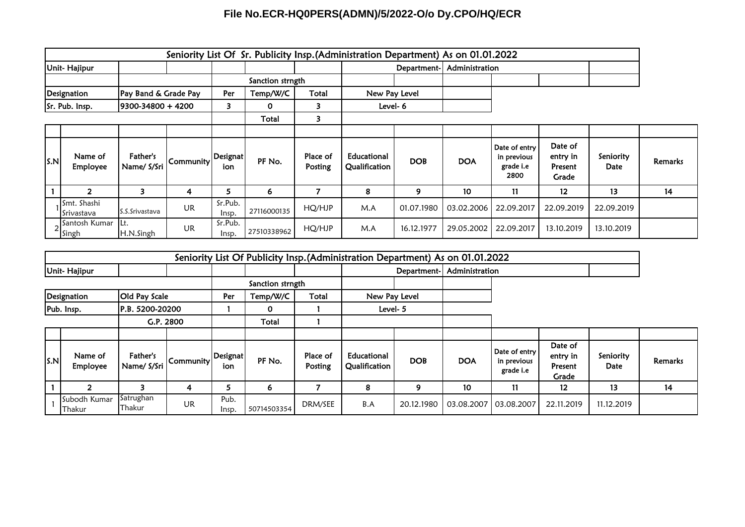File No.ECR-HQ0PERS(ADMN)/5/2022-O/o Dy.CPO/HQ/ECR

## Seniority List Of Sr. Publicity Insp.(Administration Department) As on 01.01.2022

Unit- Hajipur | Department- Administration

| Designation | Pay Band & Grade Pay | Sanction strngth Per | Temp/W/C | Total | New Pay Level |
|---|---|---|---|---|---|
| Sr. Pub. Insp. | 9300-34800 + 4200 | 3 | 0 | 3 | Level- 6 |
| | | | Total | 3 | |

| S.N | Name of Employee | Father's Name/ S/Sri | Community | Designation | PF No. | Place of Posting | Educational Qualification | DOB | DOA | Date of entry in previous grade i.e 2800 | Date of entry in Present Grade | Seniority Date | Remarks |
|---|---|---|---|---|---|---|---|---|---|---|---|---|---|
| 1 | 2 | 3 | 4 | 5 | 6 | 7 | 8 | 9 | 10 | 11 | 12 | 13 | 14 |
| 1 | Smt. Shashi Srivastava | S.S.Srivastava | UR | Sr.Pub. Insp. | 27116000135 | HQ/HJP | M.A | 01.07.1980 | 03.02.2006 | 22.09.2017 | 22.09.2019 | 22.09.2019 | |
| 2 | Santosh Kumar Singh | Lt. H.N.Singh | UR | Sr.Pub. Insp. | 27510338962 | HQ/HJP | M.A | 16.12.1977 | 29.05.2002 | 22.09.2017 | 13.10.2019 | 13.10.2019 | |

## Seniority List Of Publicity Insp.(Administration Department) As on 01.01.2022

Unit- Hajipur | Department- Administration

| Designation | Old Pay Scale | Sanction strngth Per | Temp/W/C | Total | New Pay Level |
|---|---|---|---|---|---|
| Pub. Insp. | P.B. 5200-20200 | 1 | 0 | 1 | Level- 5 |
| | G.P. 2800 | | Total | 1 | |

| S.N | Name of Employee | Father's Name/ S/Sri | Community | Designation | PF No. | Place of Posting | Educational Qualification | DOB | DOA | Date of entry in previous grade i.e | Date of entry in Present Grade | Seniority Date | Remarks |
|---|---|---|---|---|---|---|---|---|---|---|---|---|---|
| 1 | 2 | 3 | 4 | 5 | 6 | 7 | 8 | 9 | 10 | 11 | 12 | 13 | 14 |
| 1 | Subodh Kumar Thakur | Satrughan Thakur | UR | Pub. Insp. | 50714503354 | DRM/SEE | B.A | 20.12.1980 | 03.08.2007 | 03.08.2007 | 22.11.2019 | 11.12.2019 | |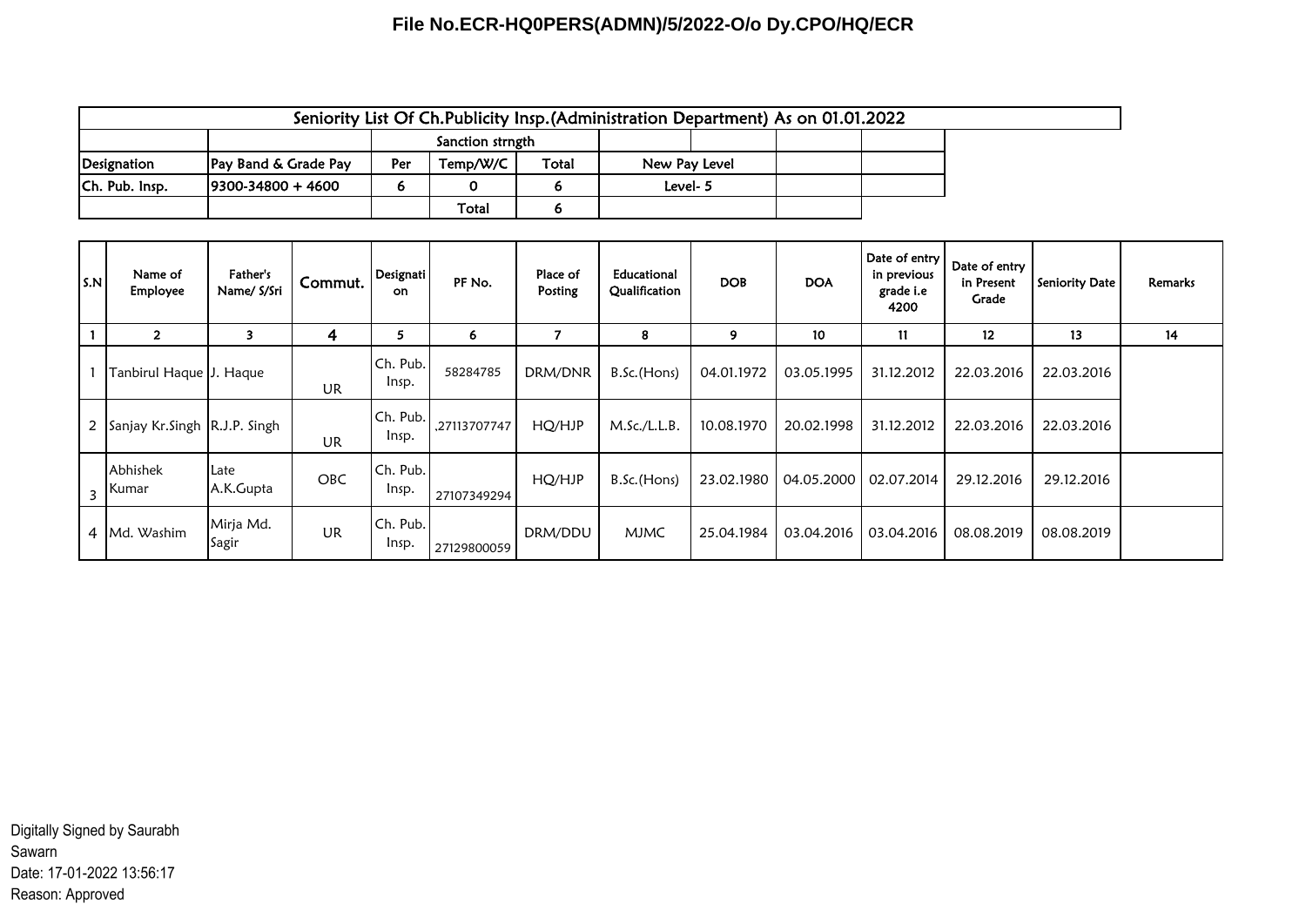**File No.ECR-HQ0PERS(ADMN)/5/2022-O/o Dy.CPO/HQ/ECR**

## Seniority List Of Ch.Publicity Insp.(Administration Department) As on 01.01.2022

| | | Sanction strngth | | | | |
|---|---|---|---|---|---|---|
| Designation | Pay Band & Grade Pay | Per | Temp/W/C | Total | New Pay Level | |
| Ch. Pub. Insp. | 9300-34800 + 4600 | 6 | 0 | 6 | Level- 5 | |
| | | | Total | 6 | | |

| S.N | Name of Employee | Father's Name/ S/Sri | Commut. | Designation | PF No. | Place of Posting | Educational Qualification | DOB | DOA | Date of entry in previous grade i.e 4200 | Date of entry in Present Grade | Seniority Date | Remarks |
|---|---|---|---|---|---|---|---|---|---|---|---|---|---|
| 1 | 2 | 3 | 4 | 5 | 6 | 7 | 8 | 9 | 10 | 11 | 12 | 13 | 14 |
| 1 | Tanbirul Haque | J. Haque | UR | Ch. Pub. Insp. | 58284785 | DRM/DNR | B.Sc.(Hons) | 04.01.1972 | 03.05.1995 | 31.12.2012 | 22.03.2016 | 22.03.2016 | |
| 2 | Sanjay Kr.Singh | R.J.P. Singh | UR | Ch. Pub. Insp. | ,27113707747 | HQ/HJP | M.Sc./L.L.B. | 10.08.1970 | 20.02.1998 | 31.12.2012 | 22.03.2016 | 22.03.2016 | |
| 3 | Abhishek Kumar | Late A.K.Gupta | OBC | Ch. Pub. Insp. | 27107349294 | HQ/HJP | B.Sc.(Hons) | 23.02.1980 | 04.05.2000 | 02.07.2014 | 29.12.2016 | 29.12.2016 | |
| 4 | Md. Washim | Mirja Md. Sagir | UR | Ch. Pub. Insp. | 27129800059 | DRM/DDU | MJMC | 25.04.1984 | 03.04.2016 | 03.04.2016 | 08.08.2019 | 08.08.2019 | |

Digitally Signed by Saurabh Sawarn
Date: 17-01-2022 13:56:17
Reason: Approved